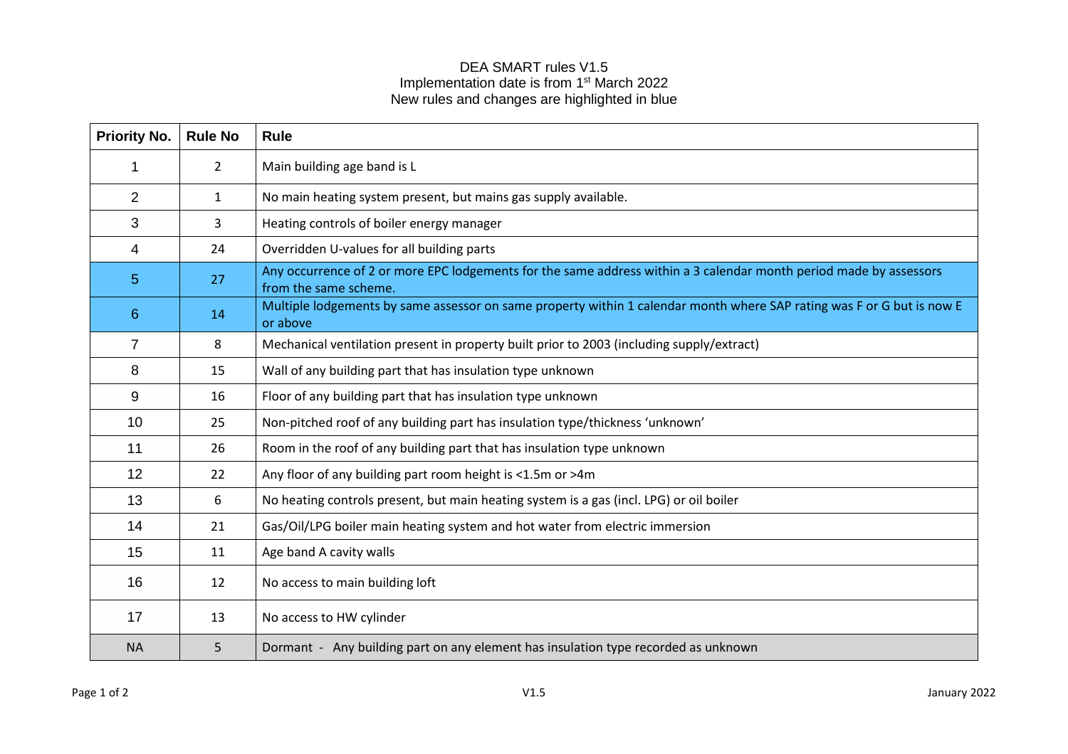DEA SMART rules V1.5
Implementation date is from 1st March 2022
New rules and changes are highlighted in blue

| Priority No. | Rule No | Rule |
|---|---|---|
| 1 | 2 | Main building age band is L |
| 2 | 1 | No main heating system present, but mains gas supply available. |
| 3 | 3 | Heating controls of boiler energy manager |
| 4 | 24 | Overridden U-values for all building parts |
| 5 | 27 | Any occurrence of 2 or more EPC lodgements for the same address within a 3 calendar month period made by assessors from the same scheme. |
| 6 | 14 | Multiple lodgements by same assessor on same property within 1 calendar month where SAP rating was F or G but is now E or above |
| 7 | 8 | Mechanical ventilation present in property built prior to 2003 (including supply/extract) |
| 8 | 15 | Wall of any building part that has insulation type unknown |
| 9 | 16 | Floor of any building part that has insulation type unknown |
| 10 | 25 | Non-pitched roof of any building part has insulation type/thickness 'unknown' |
| 11 | 26 | Room in the roof of any building part that has insulation type unknown |
| 12 | 22 | Any floor of any building part room height is <1.5m or >4m |
| 13 | 6 | No heating controls present, but main heating system is a gas (incl. LPG) or oil boiler |
| 14 | 21 | Gas/Oil/LPG boiler main heating system and hot water from electric immersion |
| 15 | 11 | Age band A cavity walls |
| 16 | 12 | No access to main building loft |
| 17 | 13 | No access to HW cylinder |
| NA | 5 | Dormant - Any building part on any element has insulation type recorded as unknown |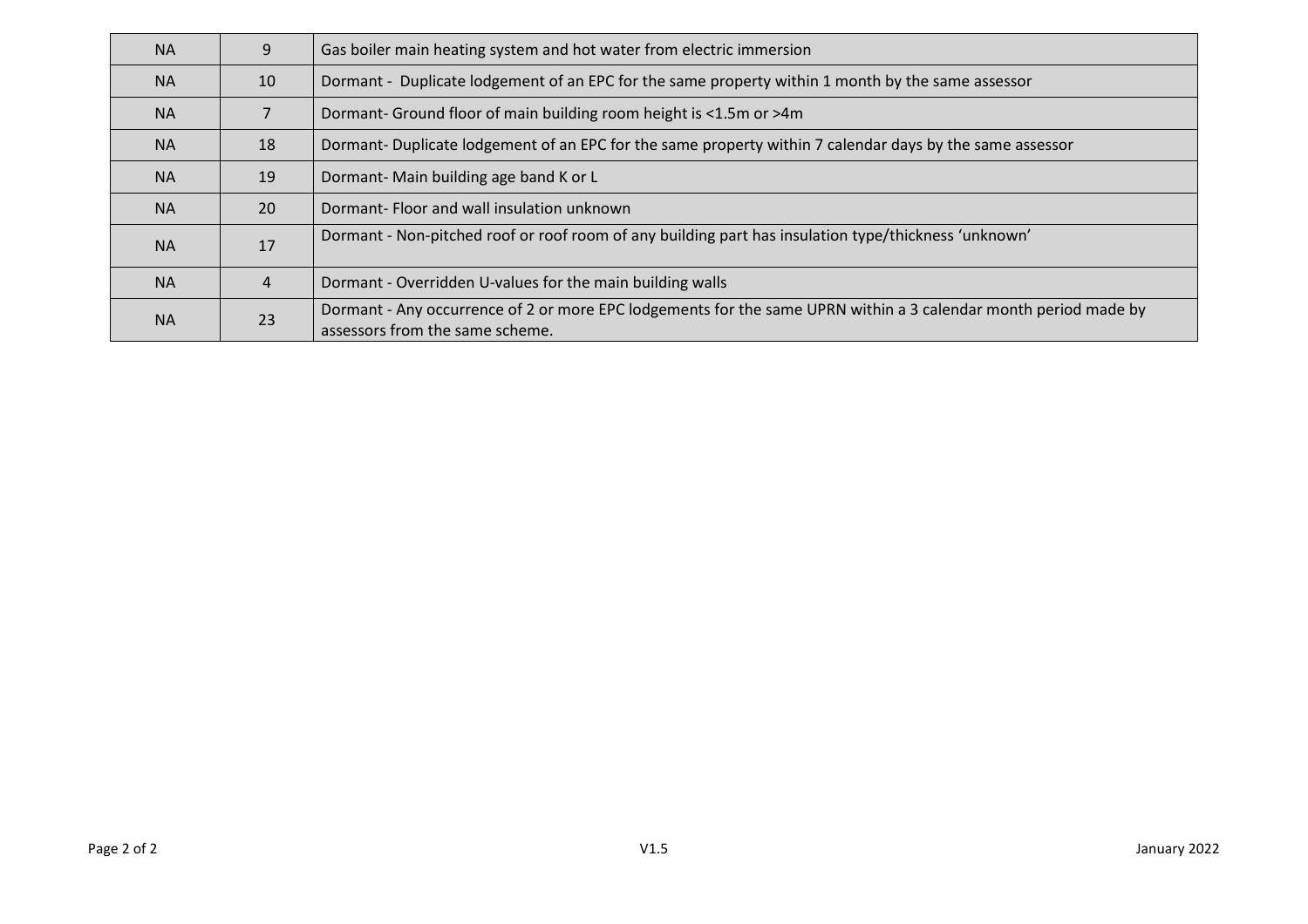| | | |
|---|---|---|
| NA | 9 | Gas boiler main heating system and hot water from electric immersion |
| NA | 10 | Dormant - Duplicate lodgement of an EPC for the same property within 1 month by the same assessor |
| NA | 7 | Dormant- Ground floor of main building room height is <1.5m or >4m |
| NA | 18 | Dormant- Duplicate lodgement of an EPC for the same property within 7 calendar days by the same assessor |
| NA | 19 | Dormant- Main building age band K or L |
| NA | 20 | Dormant- Floor and wall insulation unknown |
| NA | 17 | Dormant - Non-pitched roof or roof room of any building part has insulation type/thickness 'unknown' |
| NA | 4 | Dormant - Overridden U-values for the main building walls |
| NA | 23 | Dormant - Any occurrence of 2 or more EPC lodgements for the same UPRN within a 3 calendar month period made by assessors from the same scheme. |

V1.5

January 2022